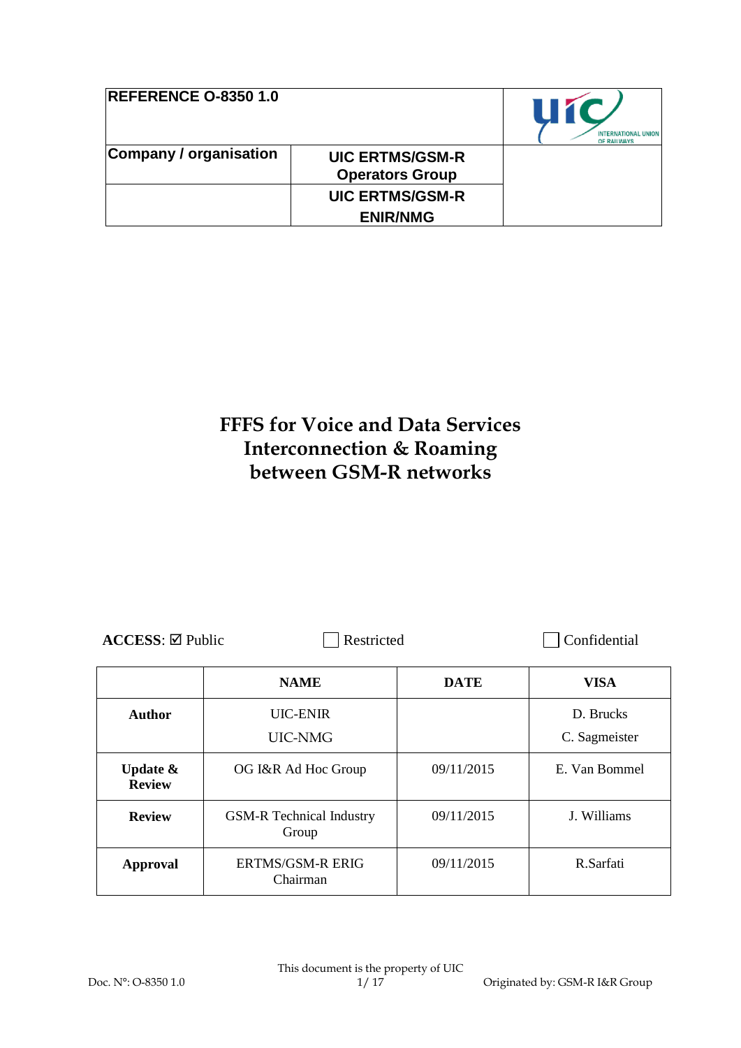| REFERENCE O-8350 1.0 | | |
|---|---|---|
| **Company / organisation** | **UIC ERTMS/GSM-R Operators Group** | |
| | **UIC ERTMS/GSM-R ENIR/NMG** | |

# FFFS for Voice and Data Services Interconnection & Roaming between GSM-R networks

**ACCESS**: ☑ Public ☐ Restricted ☐ Confidential

| | NAME | DATE | VISA |
|---|---|---|---|
| **Author** | UIC-ENIR<br>UIC-NMG | | D. Brucks<br>C. Sagmeister |
| **Update & Review** | OG I&R Ad Hoc Group | 09/11/2015 | E. Van Bommel |
| **Review** | GSM-R Technical Industry Group | 09/11/2015 | J. Williams |
| **Approval** | ERTMS/GSM-R ERIG Chairman | 09/11/2015 | R.Sarfati |

This document is the property of UIC

Doc. N°: O-8350 1.0 — Originated by: GSM-R I&R Group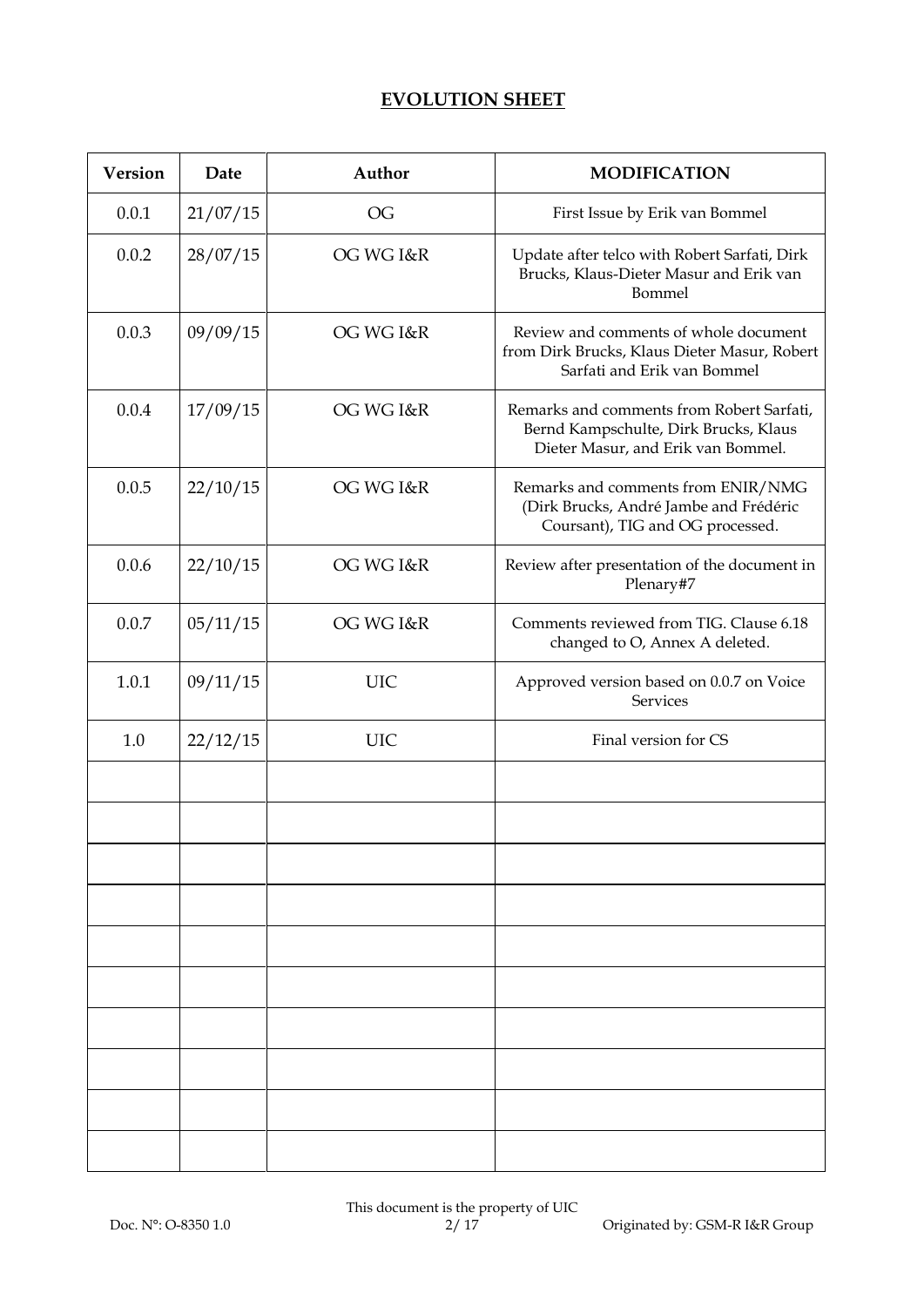## EVOLUTION SHEET

| Version | Date | Author | MODIFICATION |
|---|---|---|---|
| 0.0.1 | 21/07/15 | OG | First Issue by Erik van Bommel |
| 0.0.2 | 28/07/15 | OG WG I&R | Update after telco with Robert Sarfati, Dirk Brucks, Klaus-Dieter Masur and Erik van Bommel |
| 0.0.3 | 09/09/15 | OG WG I&R | Review and comments of whole document from Dirk Brucks, Klaus Dieter Masur, Robert Sarfati and Erik van Bommel |
| 0.0.4 | 17/09/15 | OG WG I&R | Remarks and comments from Robert Sarfati, Bernd Kampschulte, Dirk Brucks, Klaus Dieter Masur, and Erik van Bommel. |
| 0.0.5 | 22/10/15 | OG WG I&R | Remarks and comments from ENIR/NMG (Dirk Brucks, André Jambe and Frédéric Coursant), TIG and OG processed. |
| 0.0.6 | 22/10/15 | OG WG I&R | Review after presentation of the document in Plenary#7 |
| 0.0.7 | 05/11/15 | OG WG I&R | Comments reviewed from TIG. Clause 6.18 changed to O, Annex A deleted. |
| 1.0.1 | 09/11/15 | UIC | Approved version based on 0.0.7 on Voice Services |
| 1.0 | 22/12/15 | UIC | Final version for CS |
| | | | |
| | | | |
| | | | |
| | | | |
| | | | |
| | | | |
| | | | |
| | | | |
| | | | |
| | | | |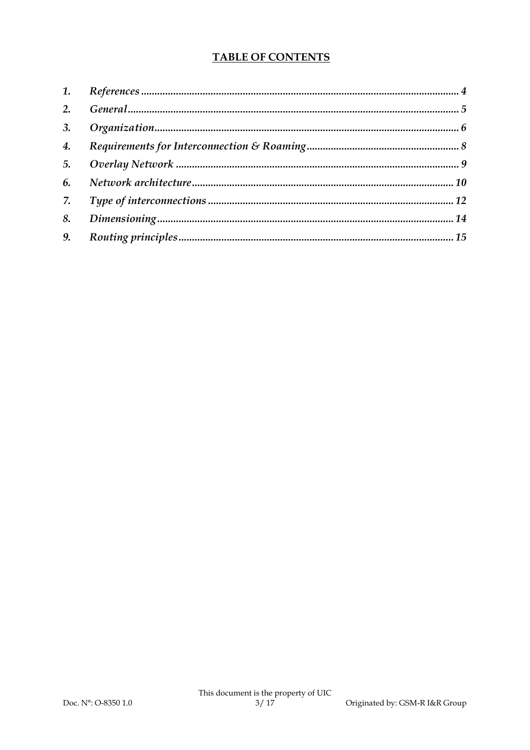## TABLE OF CONTENTS

| | | |
|---|---|---|
| *1.* | *References* | *4* |
| *2.* | *General* | *5* |
| *3.* | *Organization* | *6* |
| *4.* | *Requirements for Interconnection & Roaming* | *8* |
| *5.* | *Overlay Network* | *9* |
| *6.* | *Network architecture* | *10* |
| *7.* | *Type of interconnections* | *12* |
| *8.* | *Dimensioning* | *14* |
| *9.* | *Routing principles* | *15* |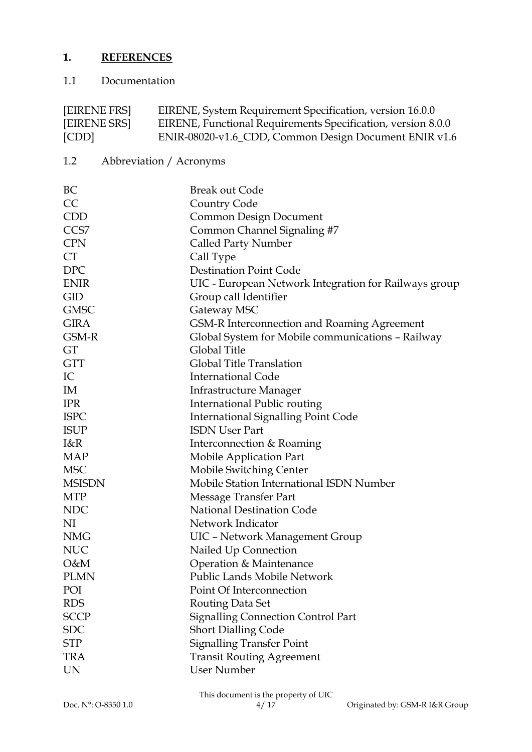# 1. REFERENCES

## 1.1 Documentation

| | |
|---|---|
| [EIRENE FRS] | EIRENE, System Requirement Specification, version 16.0.0 |
| [EIRENE SRS] | EIRENE, Functional Requirements Specification, version 8.0.0 |
| [CDD] | ENIR-08020-v1.6_CDD, Common Design Document ENIR v1.6 |

## 1.2 Abbreviation / Acronyms

| | |
|---|---|
| BC | Break out Code |
| CC | Country Code |
| CDD | Common Design Document |
| CCS7 | Common Channel Signaling #7 |
| CPN | Called Party Number |
| CT | Call Type |
| DPC | Destination Point Code |
| ENIR | UIC - European Network Integration for Railways group |
| GID | Group call Identifier |
| GMSC | Gateway MSC |
| GIRA | GSM-R Interconnection and Roaming Agreement |
| GSM-R | Global System for Mobile communications – Railway |
| GT | Global Title |
| GTT | Global Title Translation |
| IC | International Code |
| IM | Infrastructure Manager |
| IPR | International Public routing |
| ISPC | International Signalling Point Code |
| ISUP | ISDN User Part |
| I&R | Interconnection & Roaming |
| MAP | Mobile Application Part |
| MSC | Mobile Switching Center |
| MSISDN | Mobile Station International ISDN Number |
| MTP | Message Transfer Part |
| NDC | National Destination Code |
| NI | Network Indicator |
| NMG | UIC – Network Management Group |
| NUC | Nailed Up Connection |
| O&M | Operation & Maintenance |
| PLMN | Public Lands Mobile Network |
| POI | Point Of Interconnection |
| RDS | Routing Data Set |
| SCCP | Signalling Connection Control Part |
| SDC | Short Dialling Code |
| STP | Signalling Transfer Point |
| TRA | Transit Routing Agreement |
| UN | User Number |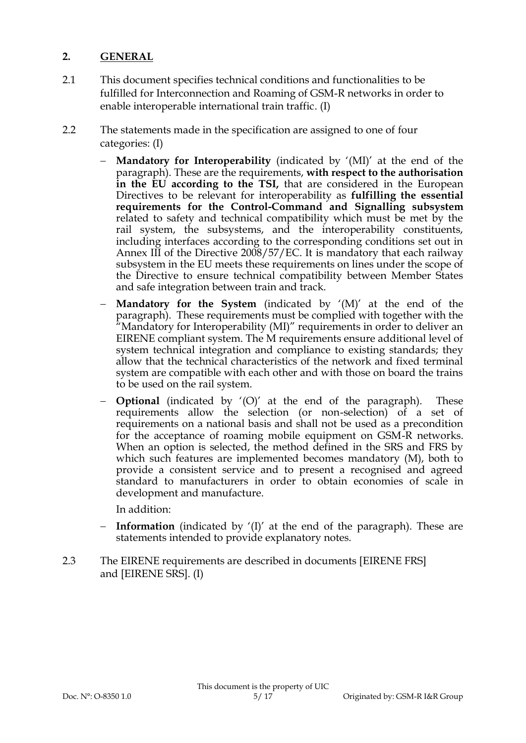## 2. GENERAL

2.1 This document specifies technical conditions and functionalities to be fulfilled for Interconnection and Roaming of GSM-R networks in order to enable interoperable international train traffic. (I)

2.2 The statements made in the specification are assigned to one of four categories: (I)

- **Mandatory for Interoperability** (indicated by '(MI)' at the end of the paragraph). These are the requirements, **with respect to the authorisation in the EU according to the TSI,** that are considered in the European Directives to be relevant for interoperability as **fulfilling the essential requirements for the Control-Command and Signalling subsystem** related to safety and technical compatibility which must be met by the rail system, the subsystems, and the interoperability constituents, including interfaces according to the corresponding conditions set out in Annex III of the Directive 2008/57/EC. It is mandatory that each railway subsystem in the EU meets these requirements on lines under the scope of the Directive to ensure technical compatibility between Member States and safe integration between train and track.
- **Mandatory for the System** (indicated by '(M)' at the end of the paragraph). These requirements must be complied with together with the "Mandatory for Interoperability (MI)" requirements in order to deliver an EIRENE compliant system. The M requirements ensure additional level of system technical integration and compliance to existing standards; they allow that the technical characteristics of the network and fixed terminal system are compatible with each other and with those on board the trains to be used on the rail system.
- **Optional** (indicated by '(O)' at the end of the paragraph). These requirements allow the selection (or non-selection) of a set of requirements on a national basis and shall not be used as a precondition for the acceptance of roaming mobile equipment on GSM-R networks. When an option is selected, the method defined in the SRS and FRS by which such features are implemented becomes mandatory (M), both to provide a consistent service and to present a recognised and agreed standard to manufacturers in order to obtain economies of scale in development and manufacture.

  In addition:

- **Information** (indicated by '(I)' at the end of the paragraph). These are statements intended to provide explanatory notes.

2.3 The EIRENE requirements are described in documents [EIRENE FRS] and [EIRENE SRS]. (I)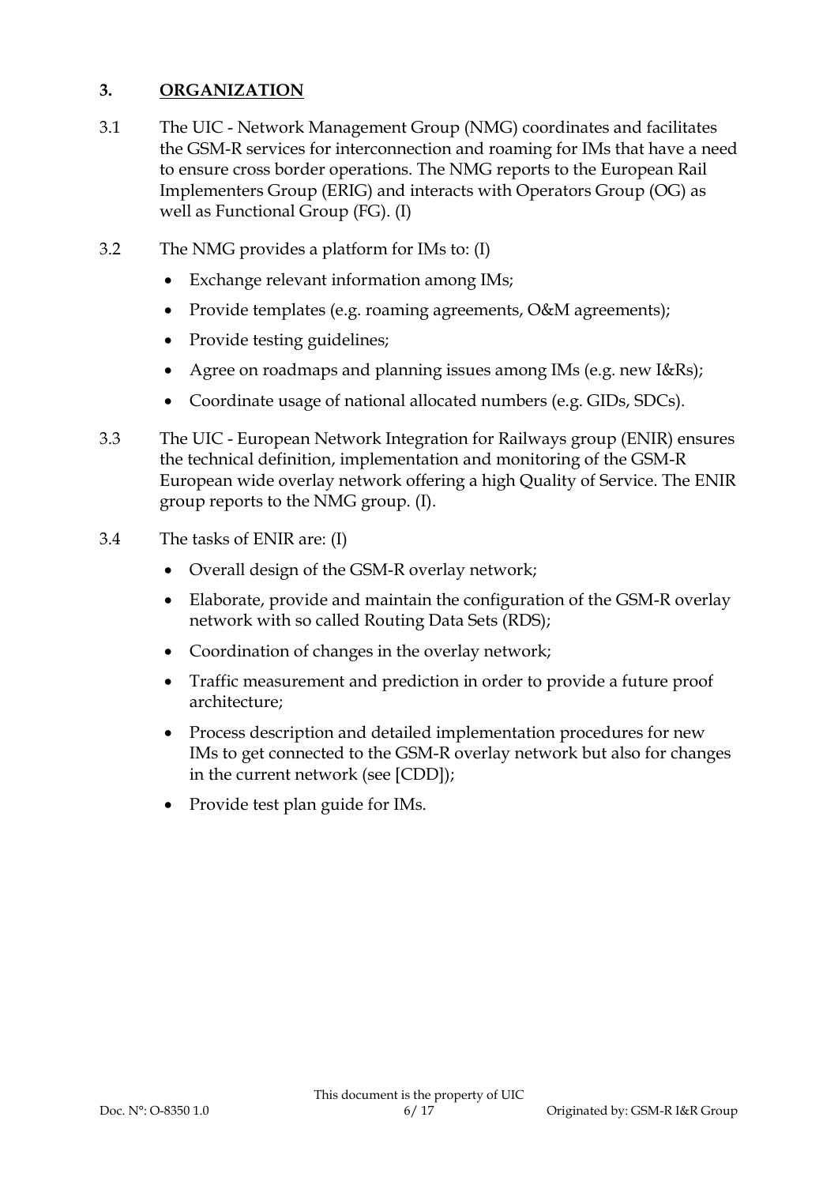## 3. ORGANIZATION

3.1 The UIC - Network Management Group (NMG) coordinates and facilitates the GSM-R services for interconnection and roaming for IMs that have a need to ensure cross border operations. The NMG reports to the European Rail Implementers Group (ERIG) and interacts with Operators Group (OG) as well as Functional Group (FG). (I)

3.2 The NMG provides a platform for IMs to: (I)

- Exchange relevant information among IMs;
- Provide templates (e.g. roaming agreements, O&M agreements);
- Provide testing guidelines;
- Agree on roadmaps and planning issues among IMs (e.g. new I&Rs);
- Coordinate usage of national allocated numbers (e.g. GIDs, SDCs).

3.3 The UIC - European Network Integration for Railways group (ENIR) ensures the technical definition, implementation and monitoring of the GSM-R European wide overlay network offering a high Quality of Service. The ENIR group reports to the NMG group. (I).

3.4 The tasks of ENIR are: (I)

- Overall design of the GSM-R overlay network;
- Elaborate, provide and maintain the configuration of the GSM-R overlay network with so called Routing Data Sets (RDS);
- Coordination of changes in the overlay network;
- Traffic measurement and prediction in order to provide a future proof architecture;
- Process description and detailed implementation procedures for new IMs to get connected to the GSM-R overlay network but also for changes in the current network (see [CDD]);
- Provide test plan guide for IMs.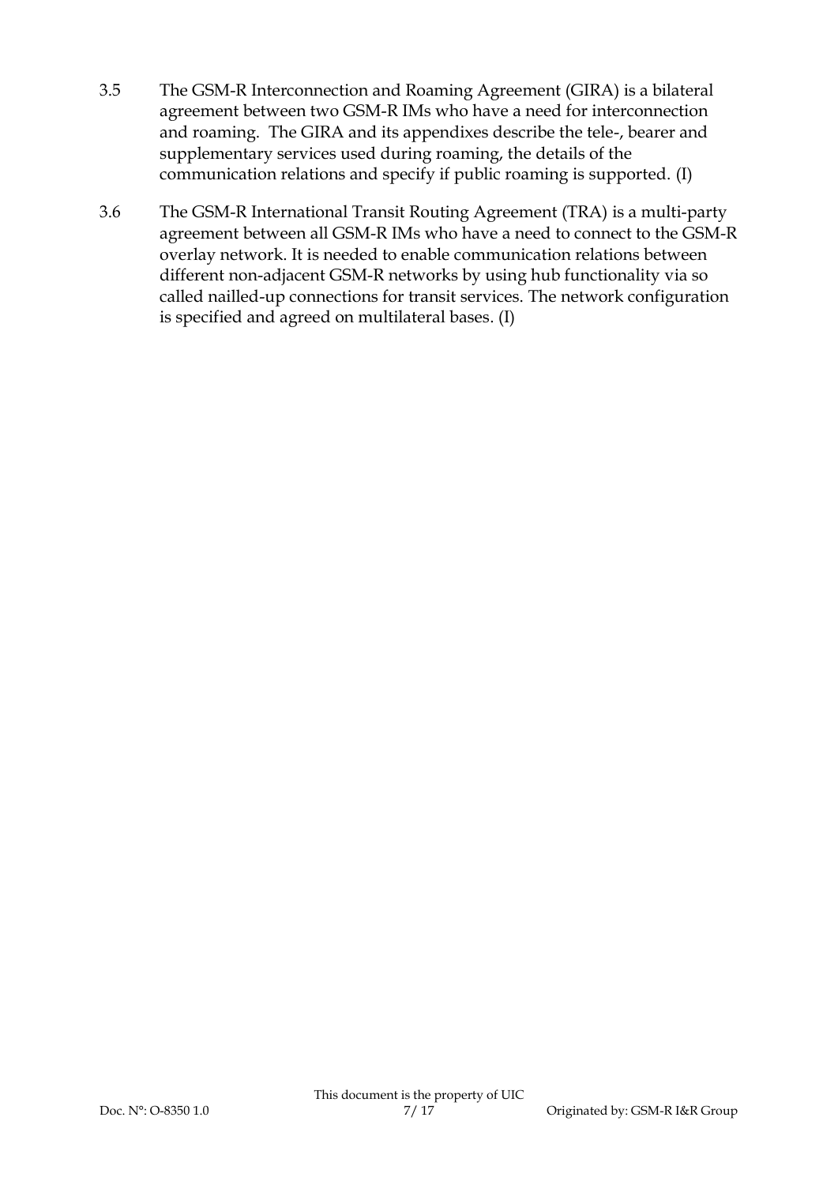3.5 The GSM-R Interconnection and Roaming Agreement (GIRA) is a bilateral agreement between two GSM-R IMs who have a need for interconnection and roaming. The GIRA and its appendixes describe the tele-, bearer and supplementary services used during roaming, the details of the communication relations and specify if public roaming is supported. (I)

3.6 The GSM-R International Transit Routing Agreement (TRA) is a multi-party agreement between all GSM-R IMs who have a need to connect to the GSM-R overlay network. It is needed to enable communication relations between different non-adjacent GSM-R networks by using hub functionality via so called nailled-up connections for transit services. The network configuration is specified and agreed on multilateral bases. (I)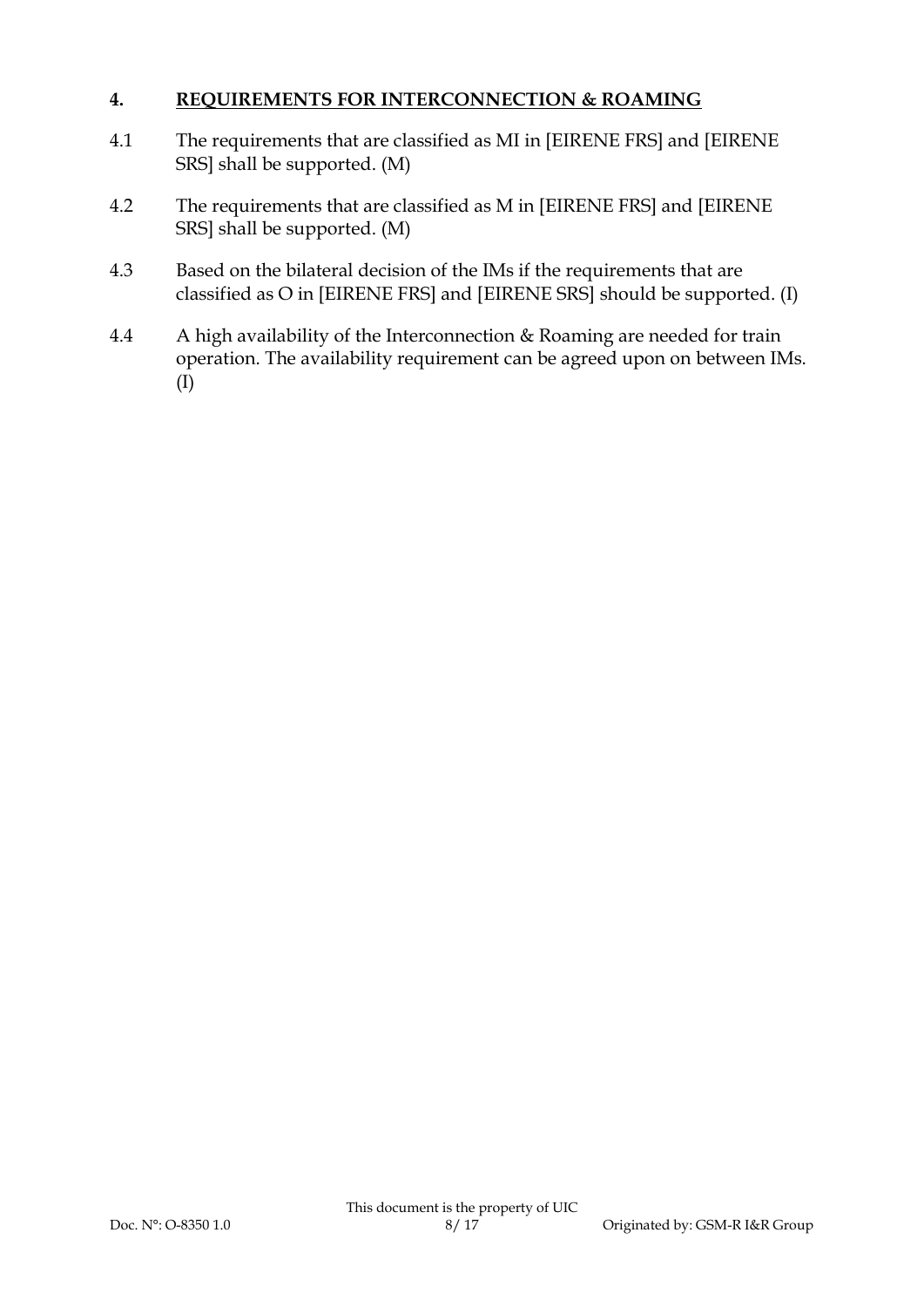## 4. REQUIREMENTS FOR INTERCONNECTION & ROAMING

4.1 The requirements that are classified as MI in [EIRENE FRS] and [EIRENE SRS] shall be supported. (M)

4.2 The requirements that are classified as M in [EIRENE FRS] and [EIRENE SRS] shall be supported. (M)

4.3 Based on the bilateral decision of the IMs if the requirements that are classified as O in [EIRENE FRS] and [EIRENE SRS] should be supported. (I)

4.4 A high availability of the Interconnection & Roaming are needed for train operation. The availability requirement can be agreed upon on between IMs. (I)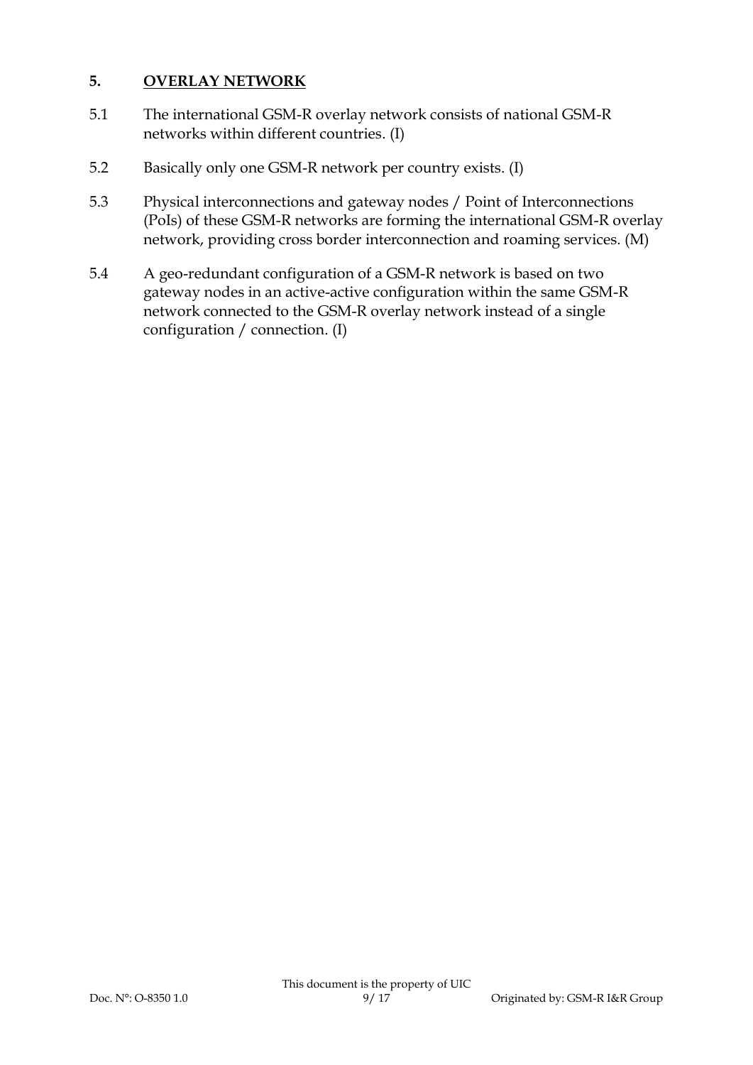## 5. OVERLAY NETWORK

5.1 The international GSM-R overlay network consists of national GSM-R networks within different countries. (I)

5.2 Basically only one GSM-R network per country exists. (I)

5.3 Physical interconnections and gateway nodes / Point of Interconnections (PoIs) of these GSM-R networks are forming the international GSM-R overlay network, providing cross border interconnection and roaming services. (M)

5.4 A geo-redundant configuration of a GSM-R network is based on two gateway nodes in an active-active configuration within the same GSM-R network connected to the GSM-R overlay network instead of a single configuration / connection. (I)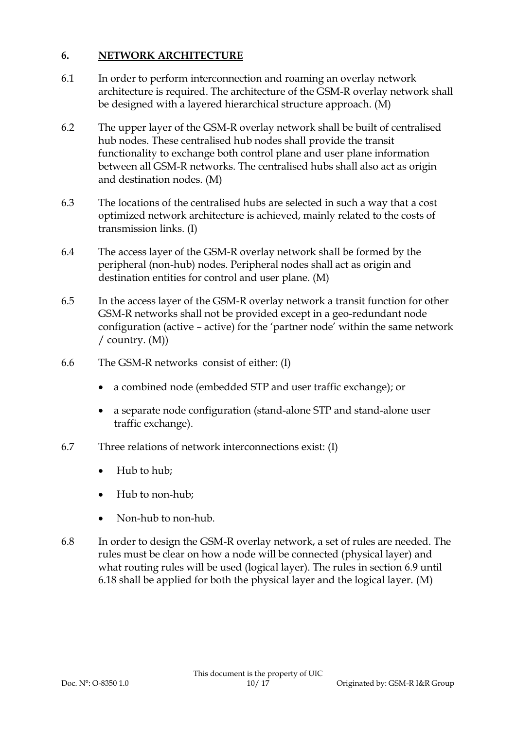## 6. NETWORK ARCHITECTURE

6.1 In order to perform interconnection and roaming an overlay network architecture is required. The architecture of the GSM-R overlay network shall be designed with a layered hierarchical structure approach. (M)

6.2 The upper layer of the GSM-R overlay network shall be built of centralised hub nodes. These centralised hub nodes shall provide the transit functionality to exchange both control plane and user plane information between all GSM-R networks. The centralised hubs shall also act as origin and destination nodes. (M)

6.3 The locations of the centralised hubs are selected in such a way that a cost optimized network architecture is achieved, mainly related to the costs of transmission links. (I)

6.4 The access layer of the GSM-R overlay network shall be formed by the peripheral (non-hub) nodes. Peripheral nodes shall act as origin and destination entities for control and user plane. (M)

6.5 In the access layer of the GSM-R overlay network a transit function for other GSM-R networks shall not be provided except in a geo-redundant node configuration (active – active) for the 'partner node' within the same network / country. (M))

6.6 The GSM-R networks consist of either: (I)

- a combined node (embedded STP and user traffic exchange); or
- a separate node configuration (stand-alone STP and stand-alone user traffic exchange).

6.7 Three relations of network interconnections exist: (I)

- Hub to hub;
- Hub to non-hub;
- Non-hub to non-hub.

6.8 In order to design the GSM-R overlay network, a set of rules are needed. The rules must be clear on how a node will be connected (physical layer) and what routing rules will be used (logical layer). The rules in section 6.9 until 6.18 shall be applied for both the physical layer and the logical layer. (M)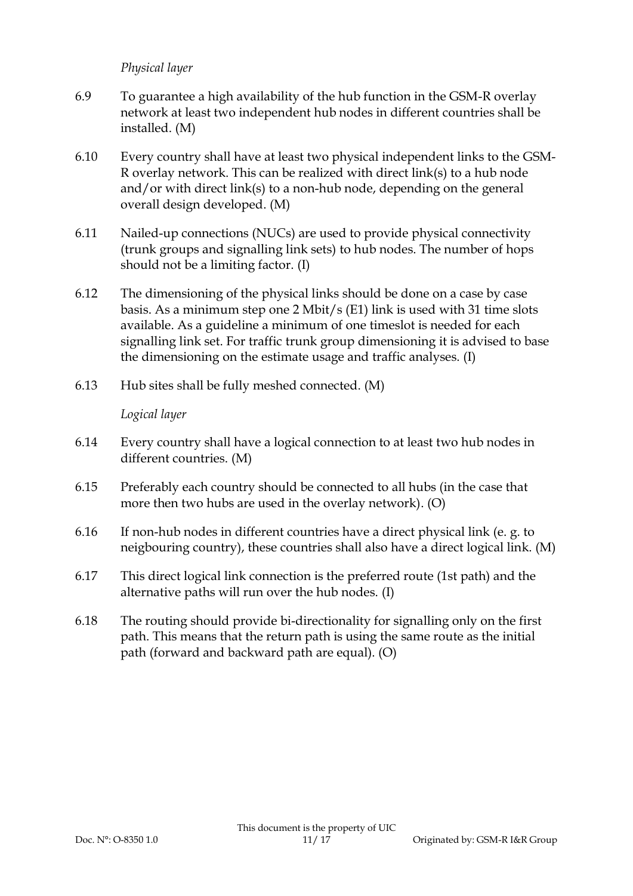*Physical layer*

6.9 To guarantee a high availability of the hub function in the GSM-R overlay network at least two independent hub nodes in different countries shall be installed. (M)

6.10 Every country shall have at least two physical independent links to the GSM-R overlay network. This can be realized with direct link(s) to a hub node and/or with direct link(s) to a non-hub node, depending on the general overall design developed. (M)

6.11 Nailed-up connections (NUCs) are used to provide physical connectivity (trunk groups and signalling link sets) to hub nodes. The number of hops should not be a limiting factor. (I)

6.12 The dimensioning of the physical links should be done on a case by case basis. As a minimum step one 2 Mbit/s (E1) link is used with 31 time slots available. As a guideline a minimum of one timeslot is needed for each signalling link set. For traffic trunk group dimensioning it is advised to base the dimensioning on the estimate usage and traffic analyses. (I)

6.13 Hub sites shall be fully meshed connected. (M)

*Logical layer*

6.14 Every country shall have a logical connection to at least two hub nodes in different countries. (M)

6.15 Preferably each country should be connected to all hubs (in the case that more then two hubs are used in the overlay network). (O)

6.16 If non-hub nodes in different countries have a direct physical link (e. g. to neigbouring country), these countries shall also have a direct logical link. (M)

6.17 This direct logical link connection is the preferred route (1st path) and the alternative paths will run over the hub nodes. (I)

6.18 The routing should provide bi-directionality for signalling only on the first path. This means that the return path is using the same route as the initial path (forward and backward path are equal). (O)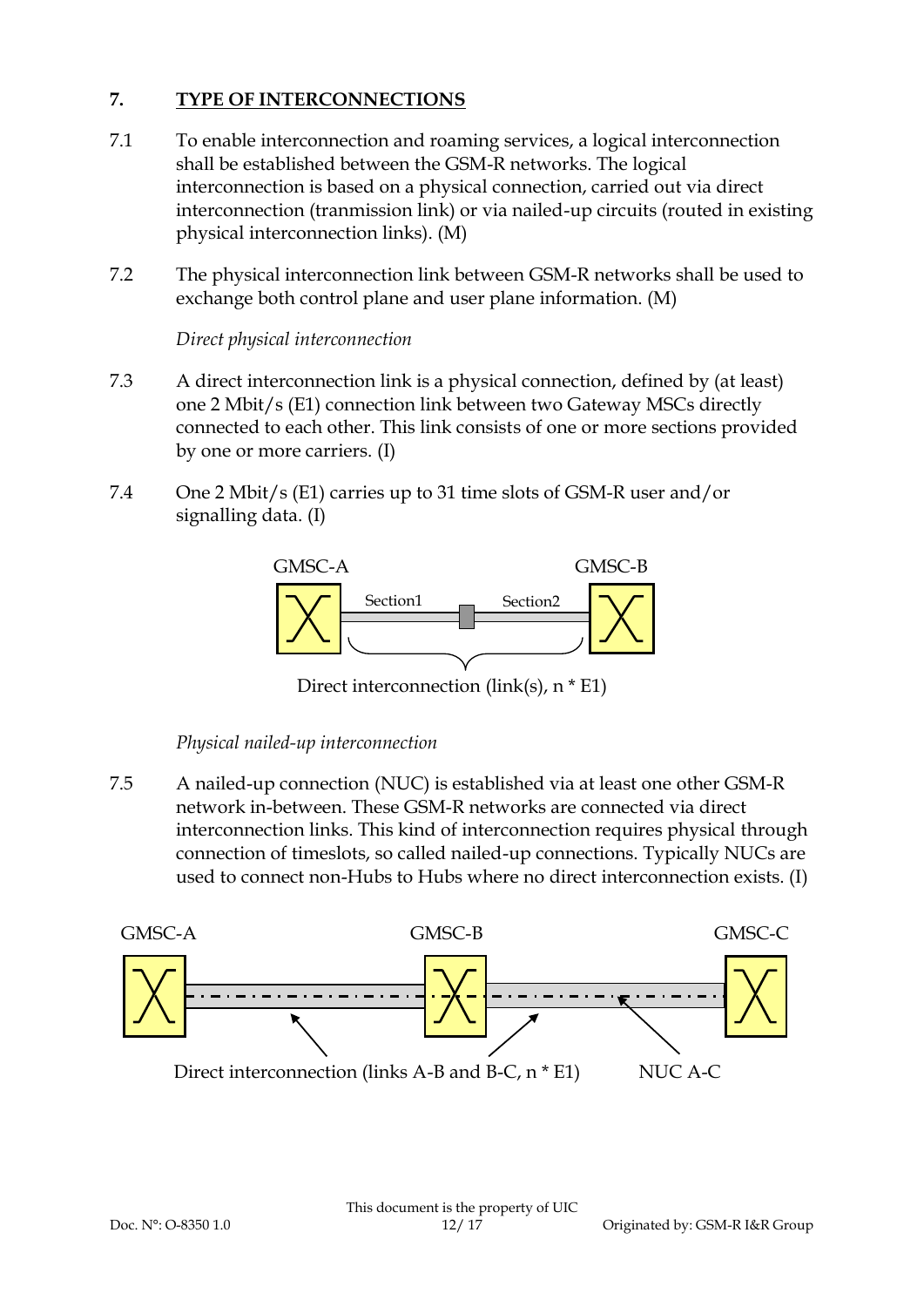## 7. TYPE OF INTERCONNECTIONS

7.1 To enable interconnection and roaming services, a logical interconnection shall be established between the GSM-R networks. The logical interconnection is based on a physical connection, carried out via direct interconnection (tranmission link) or via nailed-up circuits (routed in existing physical interconnection links). (M)

7.2 The physical interconnection link between GSM-R networks shall be used to exchange both control plane and user plane information. (M)

*Direct physical interconnection*

7.3 A direct interconnection link is a physical connection, defined by (at least) one 2 Mbit/s (E1) connection link between two Gateway MSCs directly connected to each other. This link consists of one or more sections provided by one or more carriers. (I)

7.4 One 2 Mbit/s (E1) carries up to 31 time slots of GSM-R user and/or signalling data. (I)

GMSC-A — Section1 — Section2 — GMSC-B

Direct interconnection (link(s), n * E1)

*Physical nailed-up interconnection*

7.5 A nailed-up connection (NUC) is established via at least one other GSM-R network in-between. These GSM-R networks are connected via direct interconnection links. This kind of interconnection requires physical through connection of timeslots, so called nailed-up connections. Typically NUCs are used to connect non-Hubs to Hubs where no direct interconnection exists. (I)

GMSC-A — GMSC-B — GMSC-C

Direct interconnection (links A-B and B-C, n * E1) NUC A-C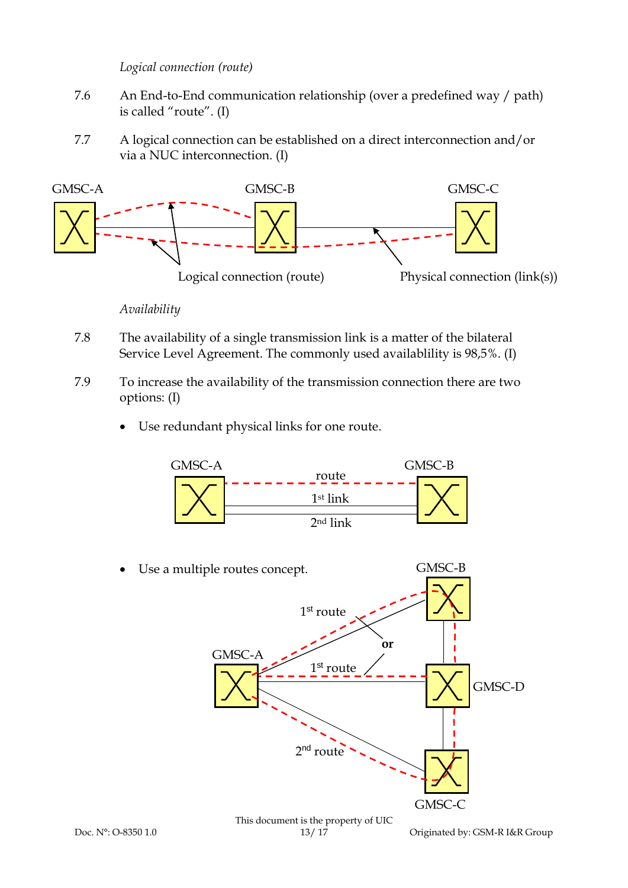*Logical connection (route)*

7.6 An End-to-End communication relationship (over a predefined way / path) is called "route". (I)

7.7 A logical connection can be established on a direct interconnection and/or via a NUC interconnection. (I)

GMSC-A GMSC-B GMSC-C

Logical connection (route) Physical connection (link(s))

*Availability*

7.8 The availability of a single transmission link is a matter of the bilateral Service Level Agreement. The commonly used availablility is 98,5%. (I)

7.9 To increase the availability of the transmission connection there are two options: (I)

- Use redundant physical links for one route.

GMSC-A route GMSC-B

1st link

2nd link

- Use a multiple routes concept.

GMSC-B

1st route

or

GMSC-A

1st route

GMSC-D

2nd route

GMSC-C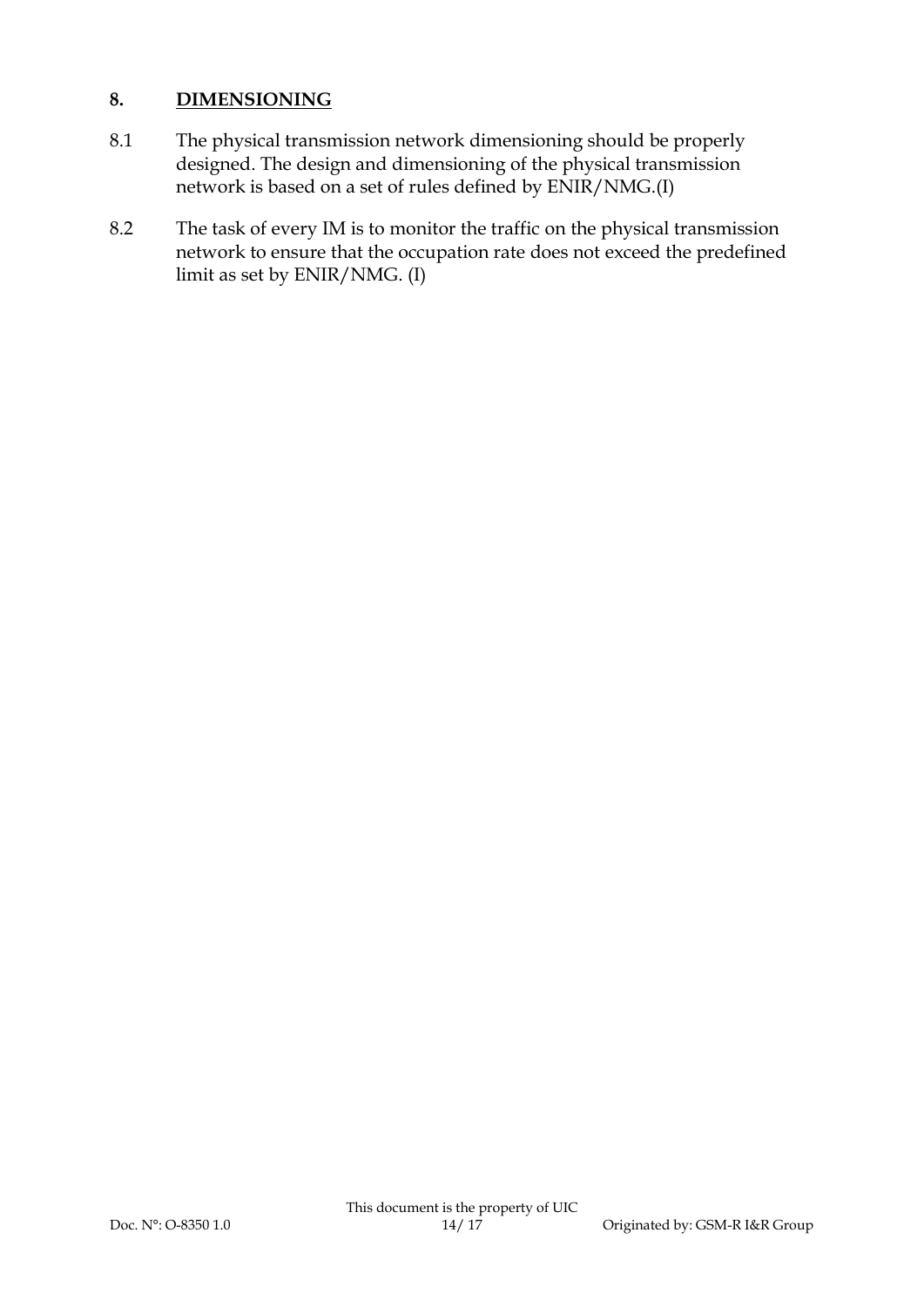## 8. DIMENSIONING

8.1 The physical transmission network dimensioning should be properly designed. The design and dimensioning of the physical transmission network is based on a set of rules defined by ENIR/NMG.(I)

8.2 The task of every IM is to monitor the traffic on the physical transmission network to ensure that the occupation rate does not exceed the predefined limit as set by ENIR/NMG. (I)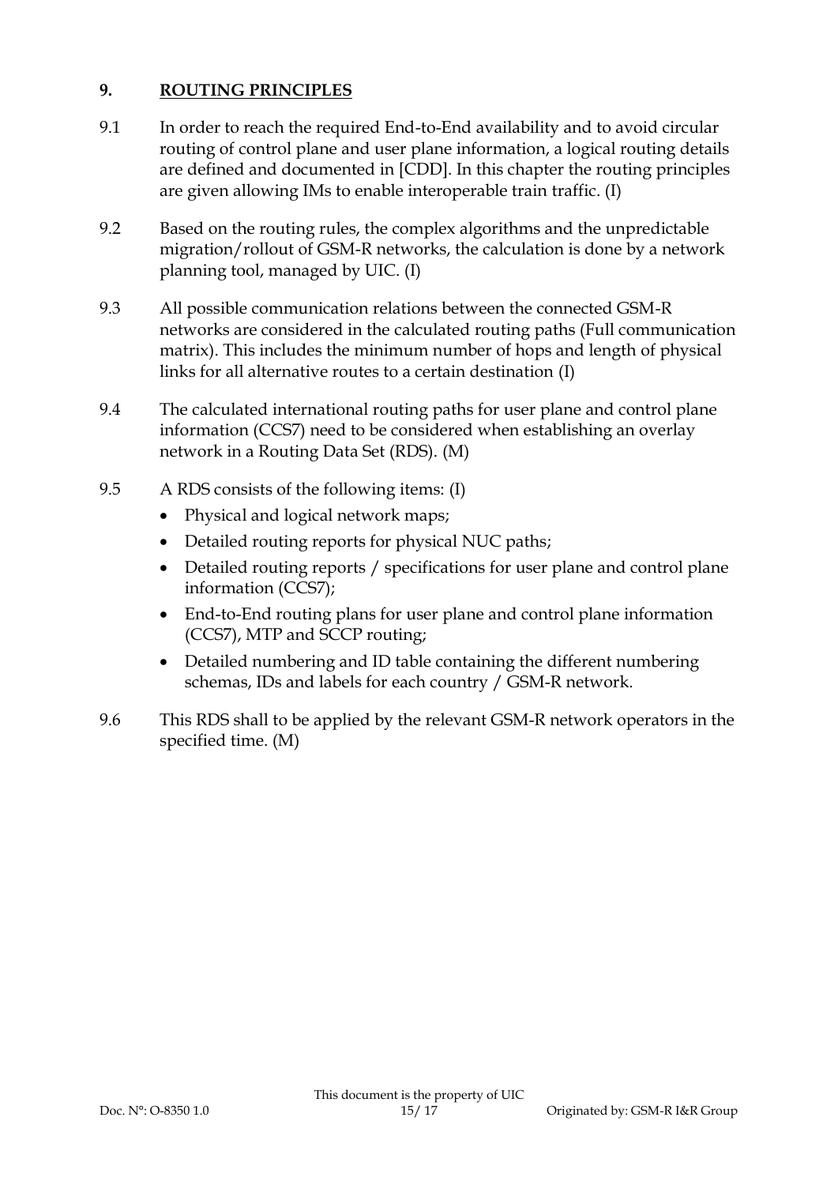## 9. ROUTING PRINCIPLES

9.1 In order to reach the required End-to-End availability and to avoid circular routing of control plane and user plane information, a logical routing details are defined and documented in [CDD]. In this chapter the routing principles are given allowing IMs to enable interoperable train traffic. (I)

9.2 Based on the routing rules, the complex algorithms and the unpredictable migration/rollout of GSM-R networks, the calculation is done by a network planning tool, managed by UIC. (I)

9.3 All possible communication relations between the connected GSM-R networks are considered in the calculated routing paths (Full communication matrix). This includes the minimum number of hops and length of physical links for all alternative routes to a certain destination (I)

9.4 The calculated international routing paths for user plane and control plane information (CCS7) need to be considered when establishing an overlay network in a Routing Data Set (RDS). (M)

9.5 A RDS consists of the following items: (I)

- Physical and logical network maps;
- Detailed routing reports for physical NUC paths;
- Detailed routing reports / specifications for user plane and control plane information (CCS7);
- End-to-End routing plans for user plane and control plane information (CCS7), MTP and SCCP routing;
- Detailed numbering and ID table containing the different numbering schemas, IDs and labels for each country / GSM-R network.

9.6 This RDS shall to be applied by the relevant GSM-R network operators in the specified time. (M)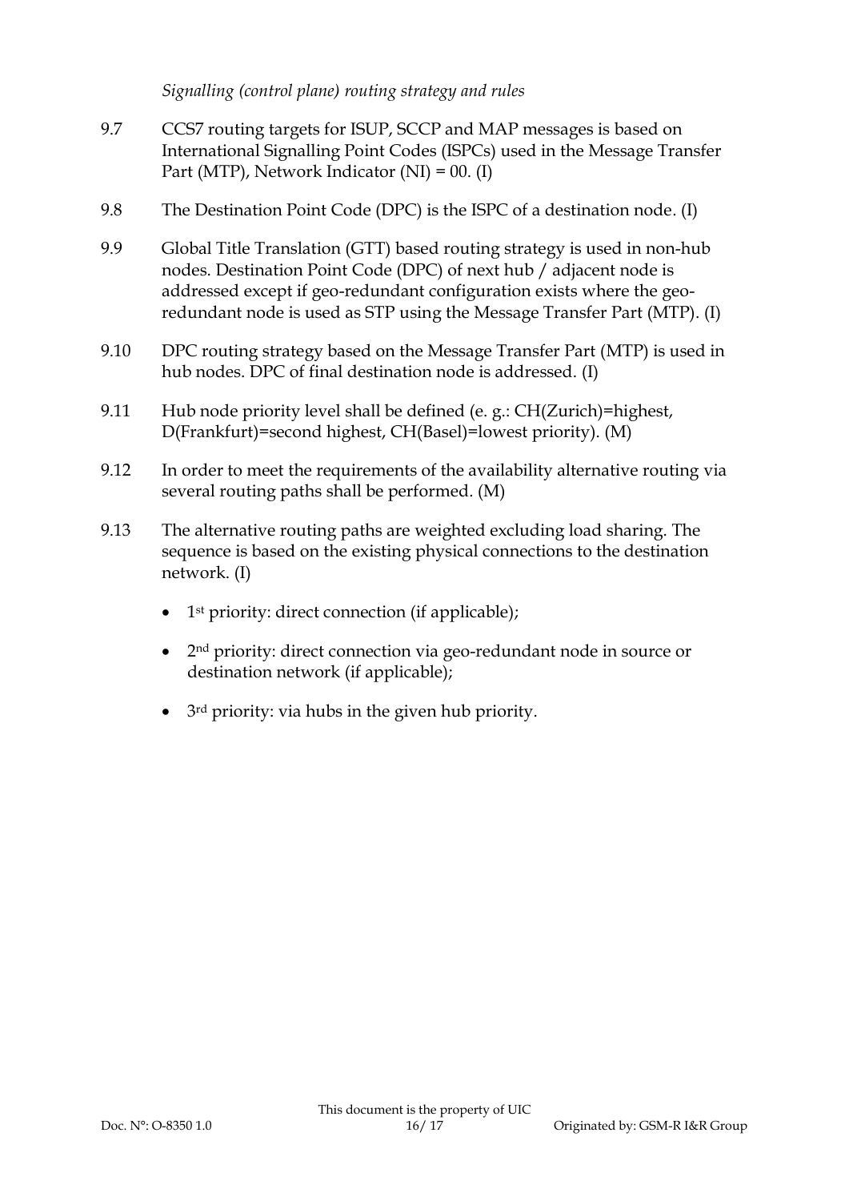*Signalling (control plane) routing strategy and rules*

9.7 CCS7 routing targets for ISUP, SCCP and MAP messages is based on International Signalling Point Codes (ISPCs) used in the Message Transfer Part (MTP), Network Indicator (NI) = 00. (I)

9.8 The Destination Point Code (DPC) is the ISPC of a destination node. (I)

9.9 Global Title Translation (GTT) based routing strategy is used in non-hub nodes. Destination Point Code (DPC) of next hub / adjacent node is addressed except if geo-redundant configuration exists where the geo-redundant node is used as STP using the Message Transfer Part (MTP). (I)

9.10 DPC routing strategy based on the Message Transfer Part (MTP) is used in hub nodes. DPC of final destination node is addressed. (I)

9.11 Hub node priority level shall be defined (e. g.: CH(Zurich)=highest, D(Frankfurt)=second highest, CH(Basel)=lowest priority). (M)

9.12 In order to meet the requirements of the availability alternative routing via several routing paths shall be performed. (M)

9.13 The alternative routing paths are weighted excluding load sharing. The sequence is based on the existing physical connections to the destination network. (I)

- 1st priority: direct connection (if applicable);
- 2nd priority: direct connection via geo-redundant node in source or destination network (if applicable);
- 3rd priority: via hubs in the given hub priority.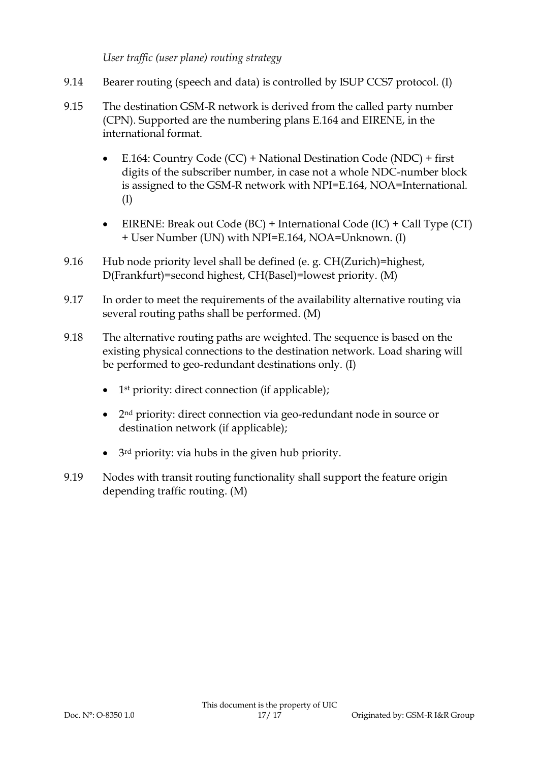*User traffic (user plane) routing strategy*

9.14 Bearer routing (speech and data) is controlled by ISUP CCS7 protocol. (I)

9.15 The destination GSM-R network is derived from the called party number (CPN). Supported are the numbering plans E.164 and EIRENE, in the international format.

- E.164: Country Code (CC) + National Destination Code (NDC) + first digits of the subscriber number, in case not a whole NDC-number block is assigned to the GSM-R network with NPI=E.164, NOA=International. (I)
- EIRENE: Break out Code (BC) + International Code (IC) + Call Type (CT) + User Number (UN) with NPI=E.164, NOA=Unknown. (I)

9.16 Hub node priority level shall be defined (e. g. CH(Zurich)=highest, D(Frankfurt)=second highest, CH(Basel)=lowest priority. (M)

9.17 In order to meet the requirements of the availability alternative routing via several routing paths shall be performed. (M)

9.18 The alternative routing paths are weighted. The sequence is based on the existing physical connections to the destination network. Load sharing will be performed to geo-redundant destinations only. (I)

- 1st priority: direct connection (if applicable);
- 2nd priority: direct connection via geo-redundant node in source or destination network (if applicable);
- 3rd priority: via hubs in the given hub priority.

9.19 Nodes with transit routing functionality shall support the feature origin depending traffic routing. (M)